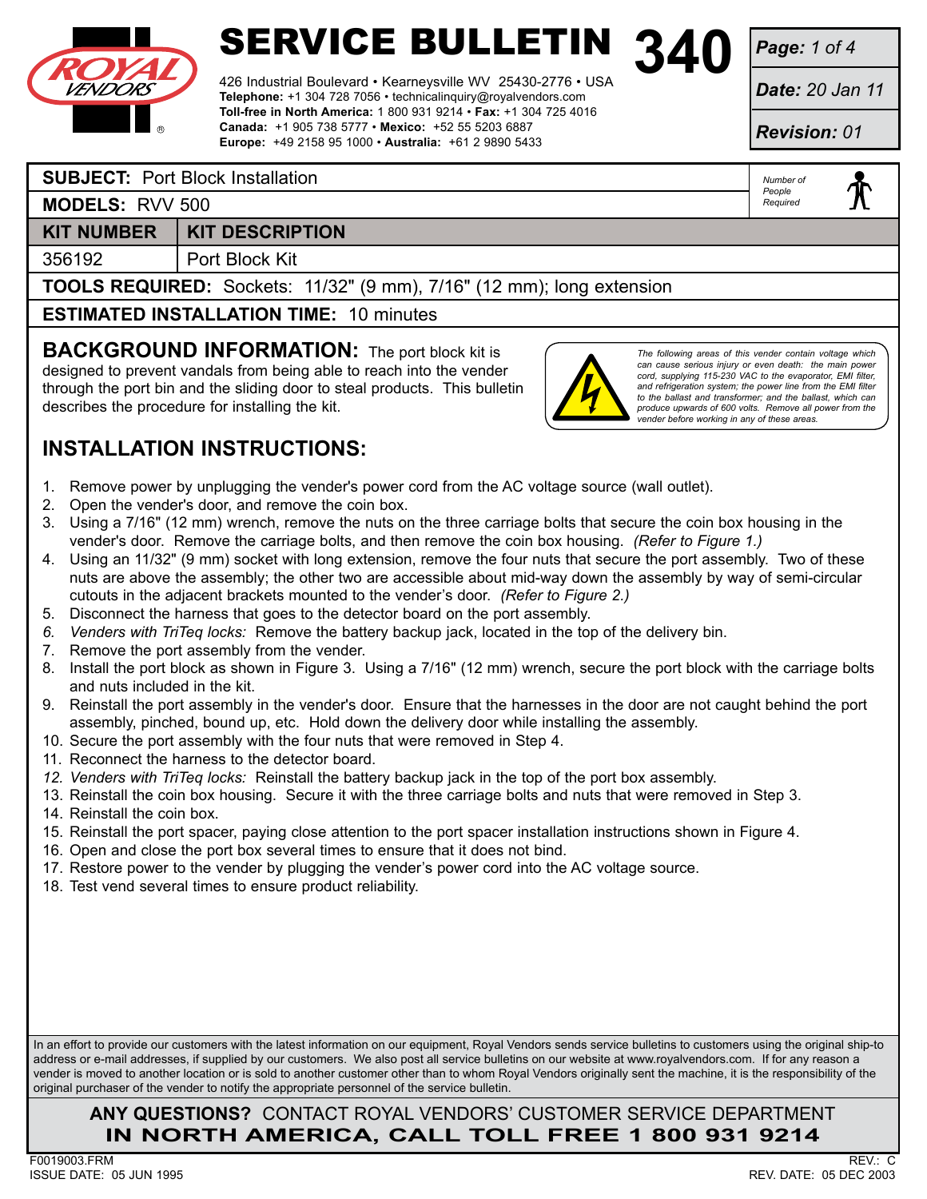# SERVICE BULLETIN 340

426 Industrial Boulevard • Kearneysville WV 25430-2776 • USA
**Telephone:** +1 304 728 7056 • technicalinquiry@royalvendors.com
**Toll-free in North America:** 1 800 931 9214 • **Fax:** +1 304 725 4016
**Canada:** +1 905 738 5777 • **Mexico:** +52 55 5203 6887
**Europe:** +49 2158 95 1000 • **Australia:** +61 2 9890 5433

***Page:*** *1 of 4*
***Date:*** *20 Jan 11*
***Revision:*** *01*

**SUBJECT:** Port Block Installation

**MODELS:** RVV 500

*Number of People Required:* 1

| KIT NUMBER | KIT DESCRIPTION |
|---|---|
| 356192 | Port Block Kit |

**TOOLS REQUIRED:** Sockets: 11/32" (9 mm), 7/16" (12 mm); long extension

**ESTIMATED INSTALLATION TIME:** 10 minutes

## BACKGROUND INFORMATION:

The port block kit is designed to prevent vandals from being able to reach into the vender through the port bin and the sliding door to steal products. This bulletin describes the procedure for installing the kit.

*The following areas of this vender contain voltage which can cause serious injury or even death: the main power cord, supplying 115-230 VAC to the evaporator, EMI filter, and refrigeration system; the power line from the EMI filter to the ballast and transformer; and the ballast, which can produce upwards of 600 volts. Remove all power from the vender before working in any of these areas.*

## INSTALLATION INSTRUCTIONS:

1. Remove power by unplugging the vender's power cord from the AC voltage source (wall outlet).
2. Open the vender's door, and remove the coin box.
3. Using a 7/16" (12 mm) wrench, remove the nuts on the three carriage bolts that secure the coin box housing in the vender's door. Remove the carriage bolts, and then remove the coin box housing. *(Refer to Figure 1.)*
4. Using an 11/32" (9 mm) socket with long extension, remove the four nuts that secure the port assembly. Two of these nuts are above the assembly; the other two are accessible about mid-way down the assembly by way of semi-circular cutouts in the adjacent brackets mounted to the vender's door. *(Refer to Figure 2.)*
5. Disconnect the harness that goes to the detector board on the port assembly.
6. *Venders with TriTeq locks:* Remove the battery backup jack, located in the top of the delivery bin.
7. Remove the port assembly from the vender.
8. Install the port block as shown in Figure 3. Using a 7/16" (12 mm) wrench, secure the port block with the carriage bolts and nuts included in the kit.
9. Reinstall the port assembly in the vender's door. Ensure that the harnesses in the door are not caught behind the port assembly, pinched, bound up, etc. Hold down the delivery door while installing the assembly.
10. Secure the port assembly with the four nuts that were removed in Step 4.
11. Reconnect the harness to the detector board.
12. *Venders with TriTeq locks:* Reinstall the battery backup jack in the top of the port box assembly.
13. Reinstall the coin box housing. Secure it with the three carriage bolts and nuts that were removed in Step 3.
14. Reinstall the coin box.
15. Reinstall the port spacer, paying close attention to the port spacer installation instructions shown in Figure 4.
16. Open and close the port box several times to ensure that it does not bind.
17. Restore power to the vender by plugging the vender's power cord into the AC voltage source.
18. Test vend several times to ensure product reliability.

In an effort to provide our customers with the latest information on our equipment, Royal Vendors sends service bulletins to customers using the original ship-to address or e-mail addresses, if supplied by our customers. We also post all service bulletins on our website at www.royalvendors.com. If for any reason a vender is moved to another location or is sold to another customer other than to whom Royal Vendors originally sent the machine, it is the responsibility of the original purchaser of the vender to notify the appropriate personnel of the service bulletin.

**ANY QUESTIONS?** CONTACT ROYAL VENDORS' CUSTOMER SERVICE DEPARTMENT
**IN NORTH AMERICA, CALL TOLL FREE 1 800 931 9214**

F0019003.FRM
ISSUE DATE: 05 JUN 1995
REV.: C
REV. DATE: 05 DEC 2003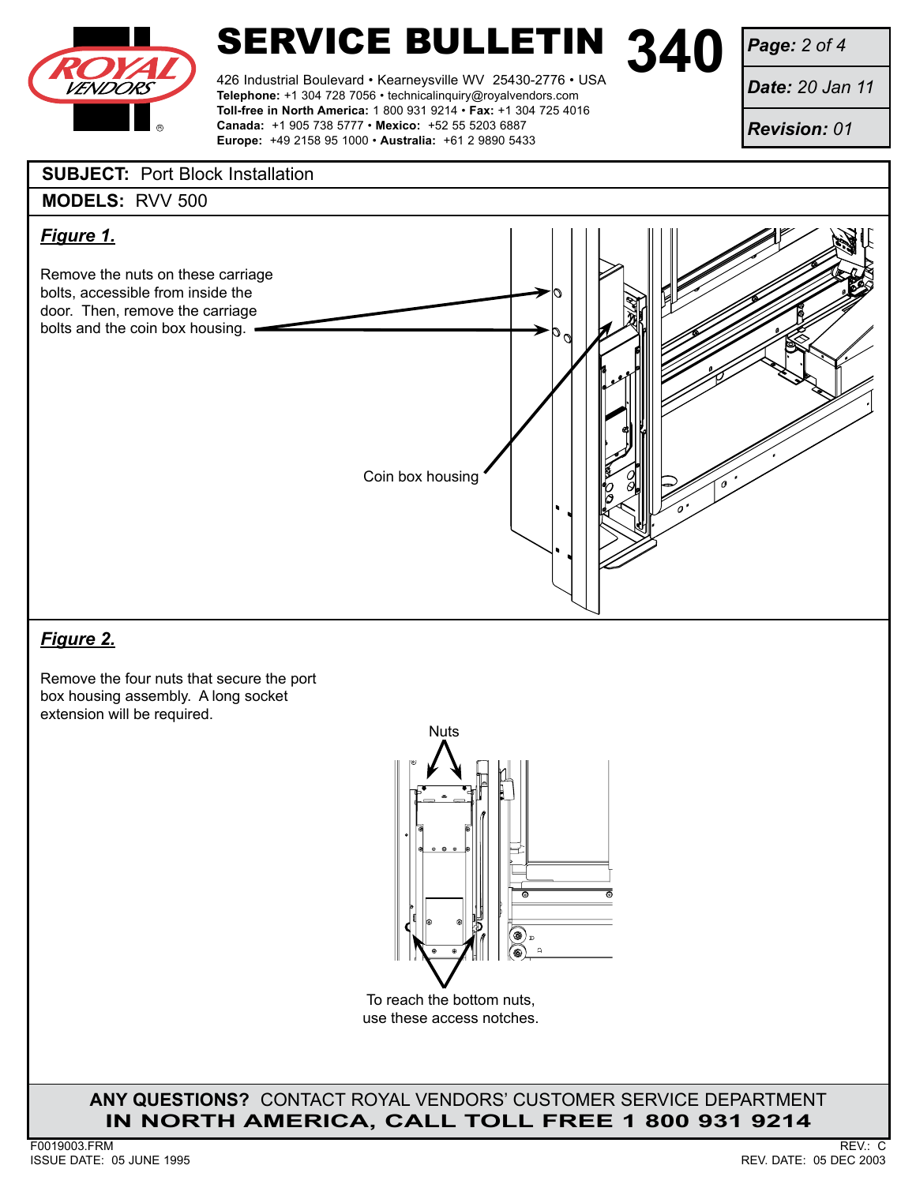# SERVICE BULLETIN 340

426 Industrial Boulevard • Kearneysville WV 25430-2776 • USA
**Telephone:** +1 304 728 7056 • technicalinquiry@royalvendors.com
**Toll-free in North America:** 1 800 931 9214 • **Fax:** +1 304 725 4016
**Canada:** +1 905 738 5777 • **Mexico:** +52 55 5203 6887
**Europe:** +49 2158 95 1000 • **Australia:** +61 2 9890 5433

***Date:*** *20 Jan 11*

***Revision:*** *01*

**SUBJECT:** Port Block Installation

**MODELS:** RVV 500

***Figure 1.***

Remove the nuts on these carriage bolts, accessible from inside the door. Then, remove the carriage bolts and the coin box housing.

Coin box housing

***Figure 2.***

Remove the four nuts that secure the port box housing assembly. A long socket extension will be required.

Nuts

To reach the bottom nuts, use these access notches.

**ANY QUESTIONS?** CONTACT ROYAL VENDORS' CUSTOMER SERVICE DEPARTMENT
**IN NORTH AMERICA, CALL TOLL FREE 1 800 931 9214**

F0019003.FRM
ISSUE DATE: 05 JUNE 1995

REV.: C
REV. DATE: 05 DEC 2003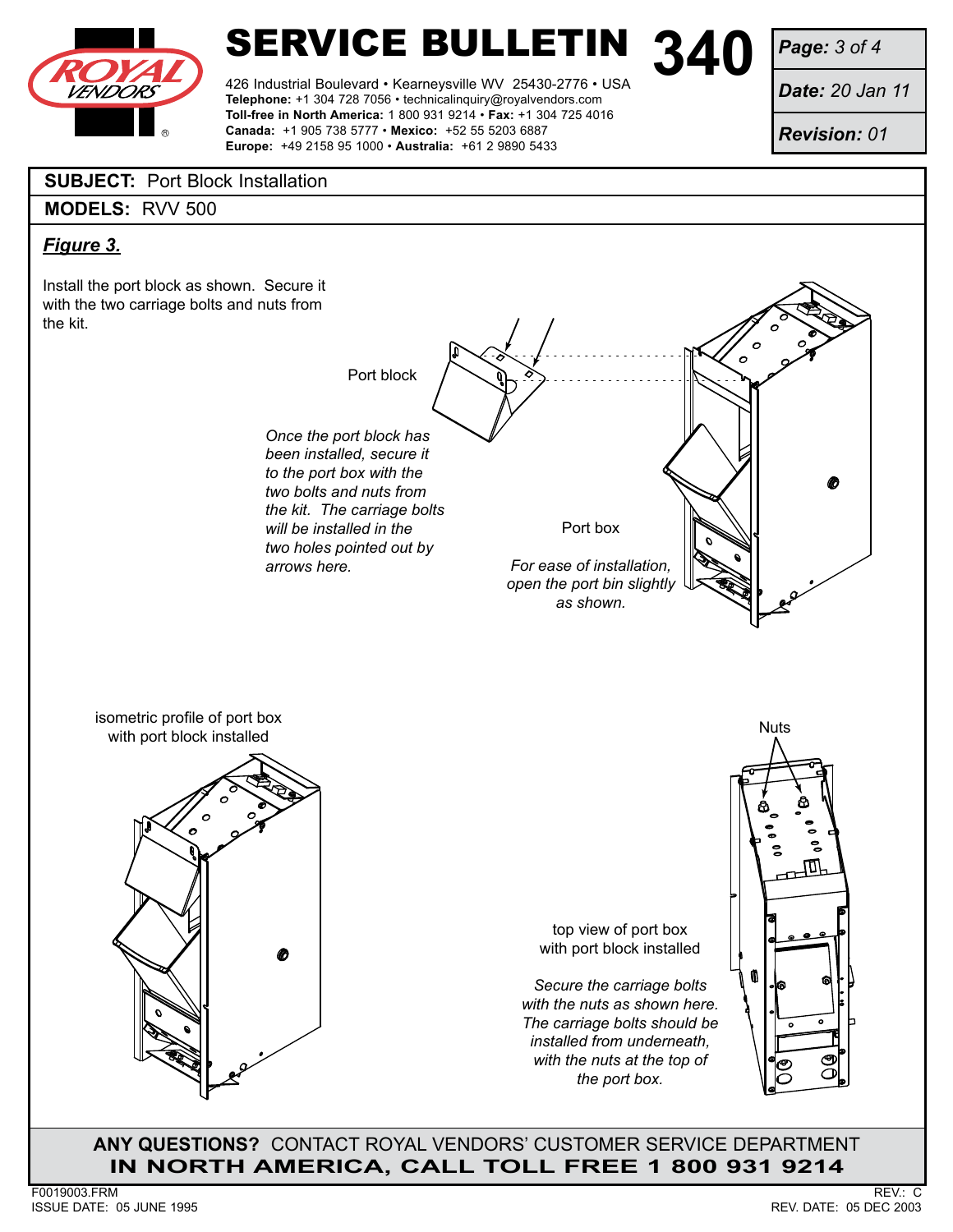# SERVICE BULLETIN 340

426 Industrial Boulevard • Kearneysville WV 25430-2776 • USA
**Telephone:** +1 304 728 7056 • technicalinquiry@royalvendors.com
**Toll-free in North America:** 1 800 931 9214 • **Fax:** +1 304 725 4016
**Canada:** +1 905 738 5777 • **Mexico:** +52 55 5203 6887
**Europe:** +49 2158 95 1000 • **Australia:** +61 2 9890 5433

***Date:*** *20 Jan 11*

***Revision:*** *01*

**SUBJECT:** Port Block Installation

**MODELS:** RVV 500

***Figure 3.***

Install the port block as shown. Secure it with the two carriage bolts and nuts from the kit.

Port block

*Once the port block has been installed, secure it to the port box with the two bolts and nuts from the kit. The carriage bolts will be installed in the two holes pointed out by arrows here.*

Port box

*For ease of installation, open the port bin slightly as shown.*

isometric profile of port box with port block installed

Nuts

top view of port box with port block installed

*Secure the carriage bolts with the nuts as shown here. The carriage bolts should be installed from underneath, with the nuts at the top of the port box.*

**ANY QUESTIONS?** CONTACT ROYAL VENDORS' CUSTOMER SERVICE DEPARTMENT
**IN NORTH AMERICA, CALL TOLL FREE 1 800 931 9214**

F0019003.FRM
ISSUE DATE: 05 JUNE 1995

REV.: C
REV. DATE: 05 DEC 2003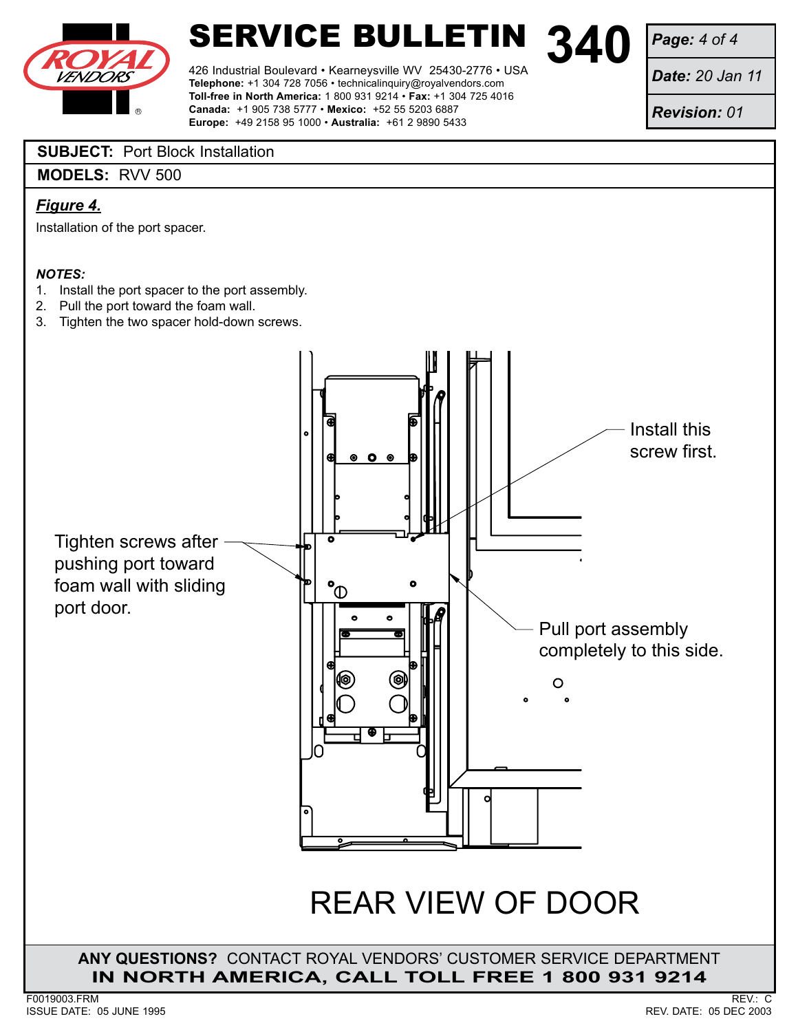# SERVICE BULLETIN 340

426 Industrial Boulevard • Kearneysville WV 25430-2776 • USA
**Telephone:** +1 304 728 7056 • technicalinquiry@royalvendors.com
**Toll-free in North America:** 1 800 931 9214 • **Fax:** +1 304 725 4016
**Canada:** +1 905 738 5777 • **Mexico:** +52 55 5203 6887
**Europe:** +49 2158 95 1000 • **Australia:** +61 2 9890 5433

***Date:*** *20 Jan 11*

***Revision:*** *01*

**SUBJECT:** Port Block Installation

**MODELS:** RVV 500

***Figure 4.***

Installation of the port spacer.

***NOTES:***

1. Install the port spacer to the port assembly.
2. Pull the port toward the foam wall.
3. Tighten the two spacer hold-down screws.

Install this screw first.

Tighten screws after pushing port toward foam wall with sliding port door.

Pull port assembly completely to this side.

REAR VIEW OF DOOR

**ANY QUESTIONS?** CONTACT ROYAL VENDORS' CUSTOMER SERVICE DEPARTMENT
**IN NORTH AMERICA, CALL TOLL FREE 1 800 931 9214**

F0019003.FRM
ISSUE DATE: 05 JUNE 1995

REV.: C
REV. DATE: 05 DEC 2003